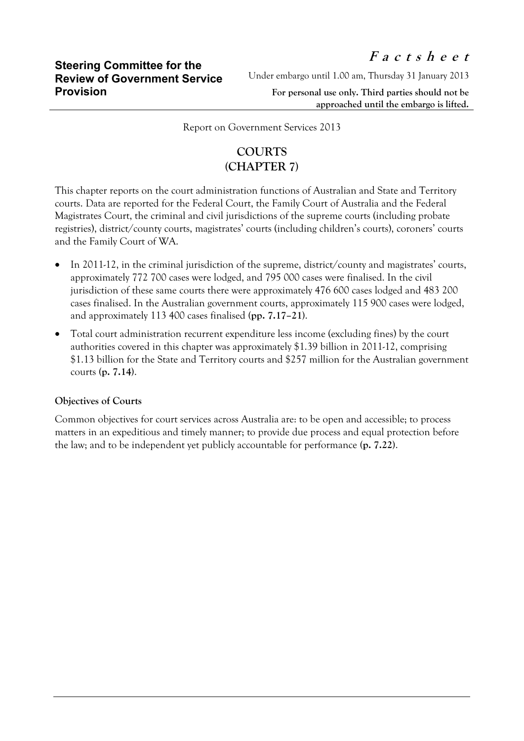**Steering Committee for the Review of Government Service Provision**

***Factsheet***

Under embargo until 1.00 am, Thursday 31 January 2013

**For personal use only. Third parties should not be approached until the embargo is lifted.**

Report on Government Services 2013

# COURTS (CHAPTER 7)

This chapter reports on the court administration functions of Australian and State and Territory courts. Data are reported for the Federal Court, the Family Court of Australia and the Federal Magistrates Court, the criminal and civil jurisdictions of the supreme courts (including probate registries), district/county courts, magistrates' courts (including children's courts), coroners' courts and the Family Court of WA.

- In 2011-12, in the criminal jurisdiction of the supreme, district/county and magistrates' courts, approximately 772 700 cases were lodged, and 795 000 cases were finalised. In the civil jurisdiction of these same courts there were approximately 476 600 cases lodged and 483 200 cases finalised. In the Australian government courts, approximately 115 900 cases were lodged, and approximately 113 400 cases finalised **(pp. 7.17–21)**.
- Total court administration recurrent expenditure less income (excluding fines) by the court authorities covered in this chapter was approximately $1.39 billion in 2011-12, comprising $1.13 billion for the State and Territory courts and $257 million for the Australian government courts **(p. 7.14)**.

### Objectives of Courts

Common objectives for court services across Australia are: to be open and accessible; to process matters in an expeditious and timely manner; to provide due process and equal protection before the law; and to be independent yet publicly accountable for performance **(p. 7.22)**.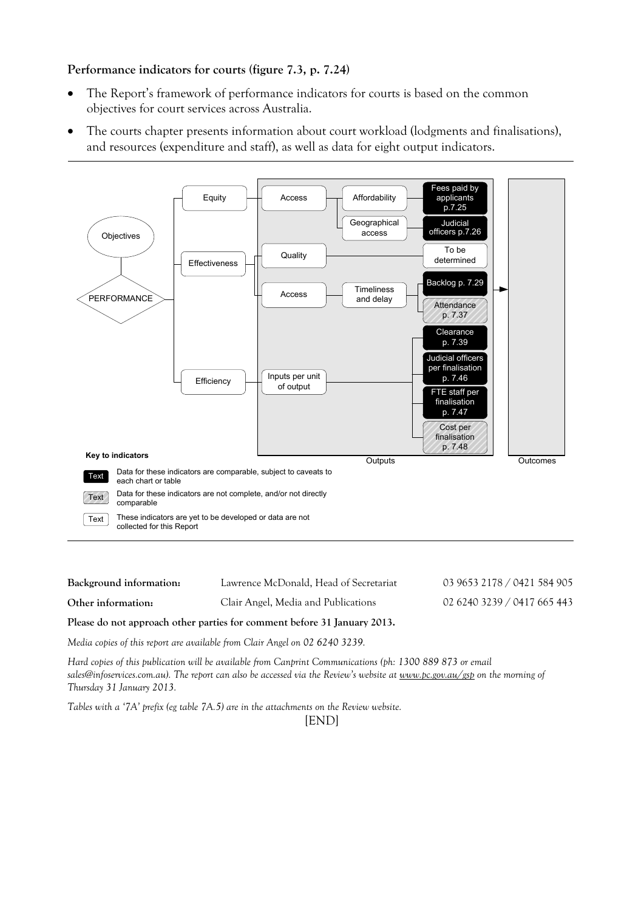**Performance indicators for courts (figure 7.3, p. 7.24)**

- The Report's framework of performance indicators for courts is based on the common objectives for court services across Australia.
- The courts chapter presents information about court workload (lodgments and finalisations), and resources (expenditure and staff), as well as data for eight output indicators.

Objectives

PERFORMANCE

Equity

Access

Affordability

Fees paid by applicants p.7.25

Geographical access

Judicial officers p.7.26

Effectiveness

Quality

To be determined

Access

Timeliness and delay

Backlog p. 7.29

Attendance p. 7.37

Clearance p. 7.39

Efficiency

Inputs per unit of output

Judicial officers per finalisation p. 7.46

FTE staff per finalisation p. 7.47

Cost per finalisation p. 7.48

Outputs

Outcomes

Key to indicators

Text — Data for these indicators are comparable, subject to caveats to each chart or table

Text — Data for these indicators are not complete, and/or not directly comparable

Text — These indicators are yet to be developed or data are not collected for this Report

| | | |
|---|---|---|
| **Background information:** | Lawrence McDonald, Head of Secretariat | 03 9653 2178 / 0421 584 905 |
| **Other information:** | Clair Angel, Media and Publications | 02 6240 3239 / 0417 665 443 |

**Please do not approach other parties for comment before 31 January 2013.**

*Media copies of this report are available from Clair Angel on 02 6240 3239.*

*Hard copies of this publication will be available from Canprint Communications (ph: 1300 889 873 or email sales@infoservices.com.au). The report can also be accessed via the Review's website at www.pc.gov.au/gsp on the morning of Thursday 31 January 2013.*

*Tables with a '7A' prefix (eg table 7A.5) are in the attachments on the Review website.*

[END]